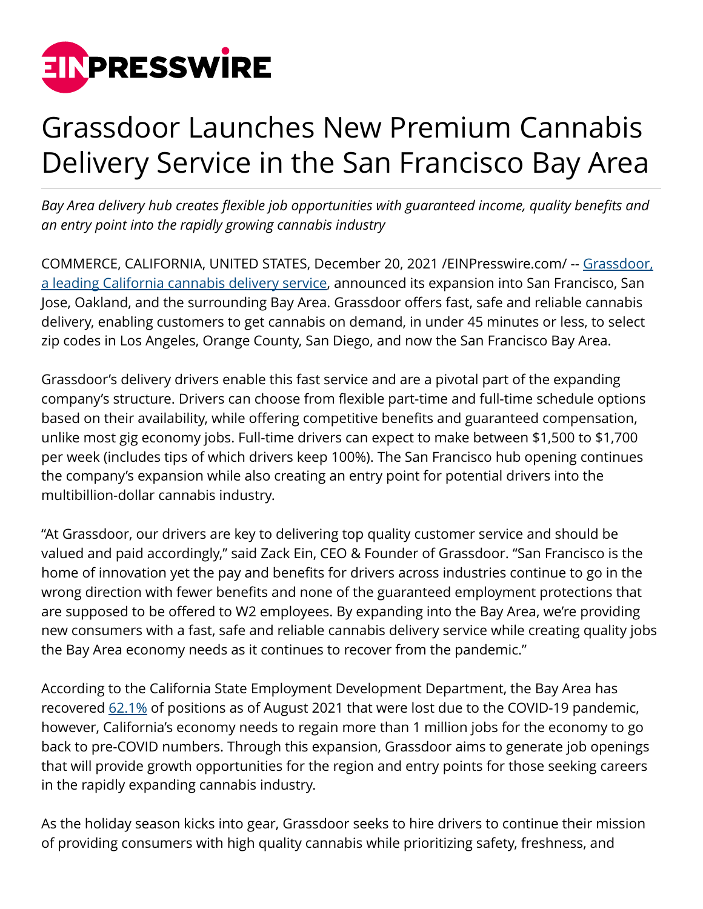# Grassdoor Launches New Premium Cannabis Delivery Service in the San Francisco Bay Area

*Bay Area delivery hub creates flexible job opportunities with guaranteed income, quality benefits and an entry point into the rapidly growing cannabis industry*

COMMERCE, CALIFORNIA, UNITED STATES, December 20, 2021 /EINPresswire.com/ -- [Grassdoor, a leading California cannabis delivery service](), announced its expansion into San Francisco, San Jose, Oakland, and the surrounding Bay Area. Grassdoor offers fast, safe and reliable cannabis delivery, enabling customers to get cannabis on demand, in under 45 minutes or less, to select zip codes in Los Angeles, Orange County, San Diego, and now the San Francisco Bay Area.

Grassdoor's delivery drivers enable this fast service and are a pivotal part of the expanding company's structure. Drivers can choose from flexible part-time and full-time schedule options based on their availability, while offering competitive benefits and guaranteed compensation, unlike most gig economy jobs. Full-time drivers can expect to make between $1,500 to $1,700 per week (includes tips of which drivers keep 100%). The San Francisco hub opening continues the company's expansion while also creating an entry point for potential drivers into the multibillion-dollar cannabis industry.

"At Grassdoor, our drivers are key to delivering top quality customer service and should be valued and paid accordingly," said Zack Ein, CEO & Founder of Grassdoor. "San Francisco is the home of innovation yet the pay and benefits for drivers across industries continue to go in the wrong direction with fewer benefits and none of the guaranteed employment protections that are supposed to be offered to W2 employees. By expanding into the Bay Area, we're providing new consumers with a fast, safe and reliable cannabis delivery service while creating quality jobs the Bay Area economy needs as it continues to recover from the pandemic."

According to the California State Employment Development Department, the Bay Area has recovered [62.1%]() of positions as of August 2021 that were lost due to the COVID-19 pandemic, however, California's economy needs to regain more than 1 million jobs for the economy to go back to pre-COVID numbers. Through this expansion, Grassdoor aims to generate job openings that will provide growth opportunities for the region and entry points for those seeking careers in the rapidly expanding cannabis industry.

As the holiday season kicks into gear, Grassdoor seeks to hire drivers to continue their mission of providing consumers with high quality cannabis while prioritizing safety, freshness, and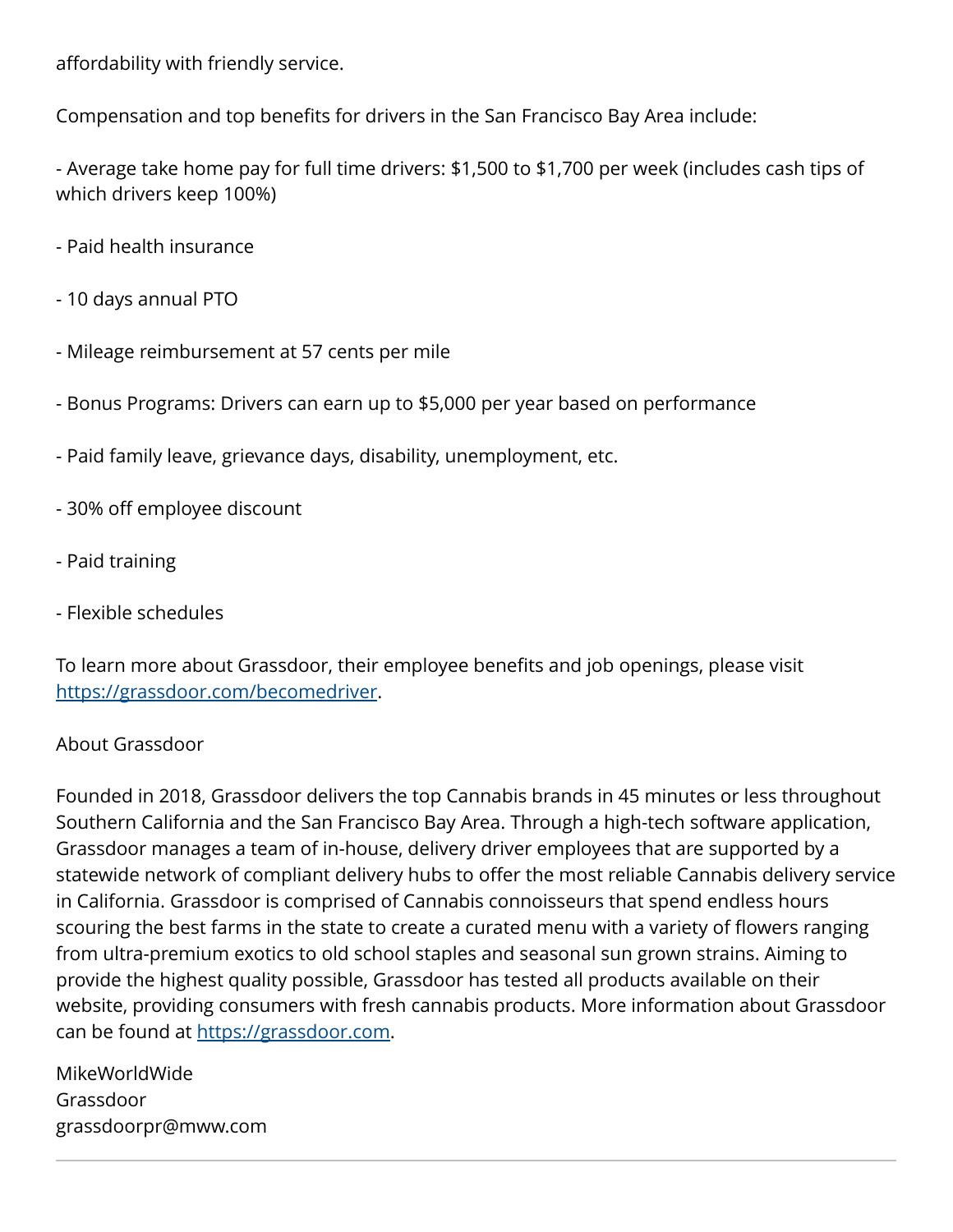affordability with friendly service.

Compensation and top benefits for drivers in the San Francisco Bay Area include:

- Average take home pay for full time drivers: $1,500 to $1,700 per week (includes cash tips of which drivers keep 100%)

- Paid health insurance

- 10 days annual PTO

- Mileage reimbursement at 57 cents per mile

- Bonus Programs: Drivers can earn up to $5,000 per year based on performance

- Paid family leave, grievance days, disability, unemployment, etc.

- 30% off employee discount

- Paid training

- Flexible schedules

To learn more about Grassdoor, their employee benefits and job openings, please visit [https://grassdoor.com/becomedriver](https://grassdoor.com/becomedriver).

About Grassdoor

Founded in 2018, Grassdoor delivers the top Cannabis brands in 45 minutes or less throughout Southern California and the San Francisco Bay Area. Through a high-tech software application, Grassdoor manages a team of in-house, delivery driver employees that are supported by a statewide network of compliant delivery hubs to offer the most reliable Cannabis delivery service in California. Grassdoor is comprised of Cannabis connoisseurs that spend endless hours scouring the best farms in the state to create a curated menu with a variety of flowers ranging from ultra-premium exotics to old school staples and seasonal sun grown strains. Aiming to provide the highest quality possible, Grassdoor has tested all products available on their website, providing consumers with fresh cannabis products. More information about Grassdoor can be found at [https://grassdoor.com](https://grassdoor.com).

MikeWorldWide
Grassdoor
grassdoorpr@mww.com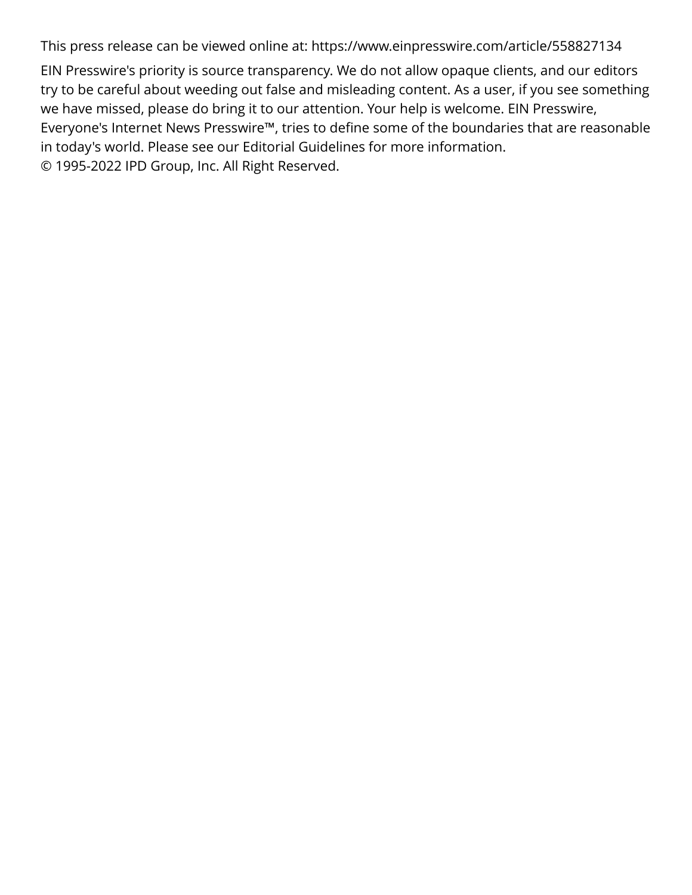This press release can be viewed online at: https://www.einpresswire.com/article/558827134

EIN Presswire's priority is source transparency. We do not allow opaque clients, and our editors try to be careful about weeding out false and misleading content. As a user, if you see something we have missed, please do bring it to our attention. Your help is welcome. EIN Presswire, Everyone's Internet News Presswire™, tries to define some of the boundaries that are reasonable in today's world. Please see our Editorial Guidelines for more information.

© 1995-2022 IPD Group, Inc. All Right Reserved.